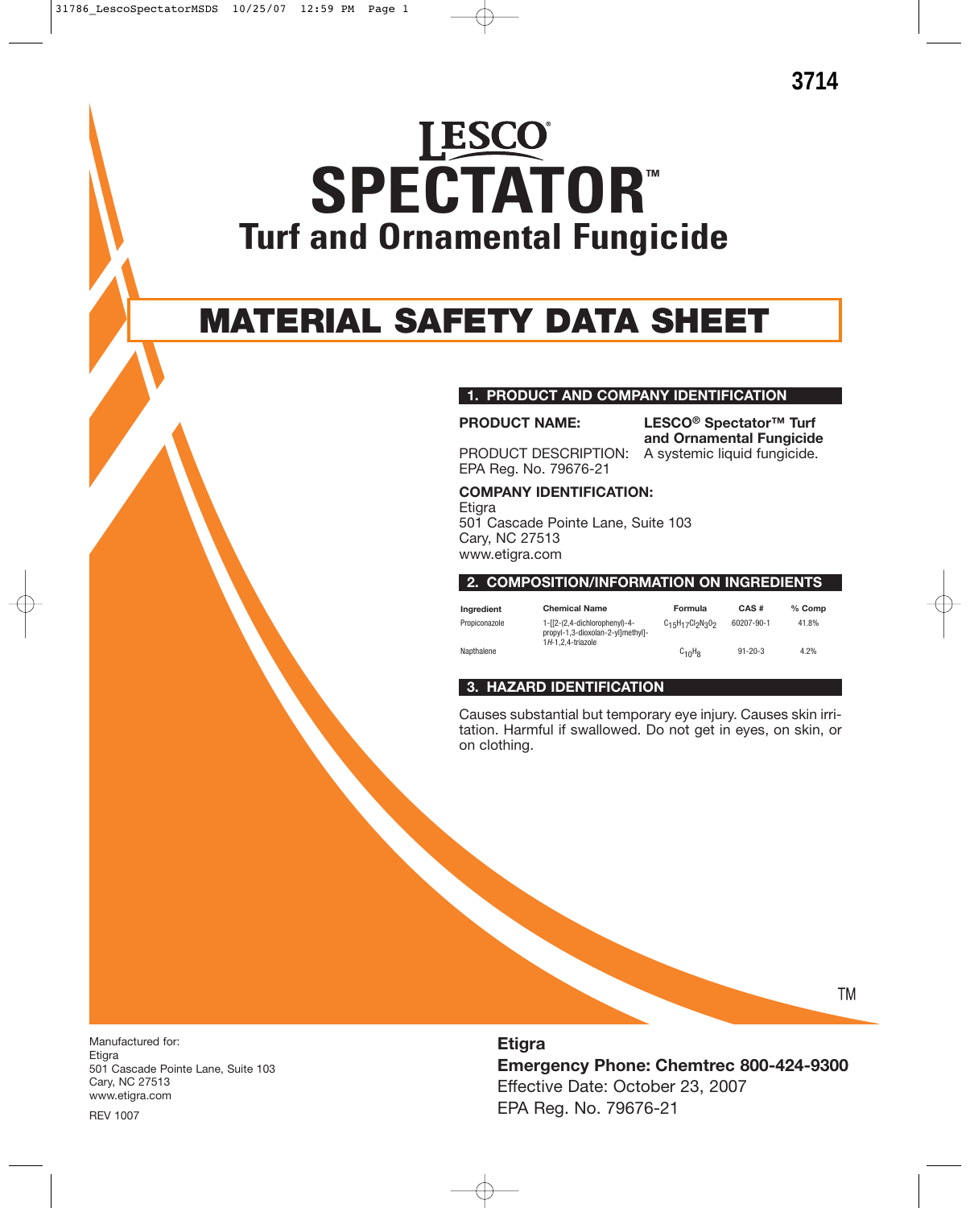3714

# LESCO®
# SPECTATOR™
## Turf and Ornamental Fungicide

# MATERIAL SAFETY DATA SHEET

### 1. PRODUCT AND COMPANY IDENTIFICATION

**PRODUCT NAME:** **LESCO® Spectator™ Turf and Ornamental Fungicide**

PRODUCT DESCRIPTION: A systemic liquid fungicide.
EPA Reg. No. 79676-21

**COMPANY IDENTIFICATION:**
Etigra
501 Cascade Pointe Lane, Suite 103
Cary, NC 27513
www.etigra.com

### 2. COMPOSITION/INFORMATION ON INGREDIENTS

| Ingredient | Chemical Name | Formula | CAS # | % Comp |
|---|---|---|---|---|
| Propiconazole | 1-[[2-(2,4-dichlorophenyl)-4-propyl-1,3-dioxolan-2-yl]methyl]-1*H*-1,2,4-triazole | $C_{15}H_{17}Cl_2N_3O_2$ | 60207-90-1 | 41.8% |
| Napthalene | | $C_{10}H_8$ | 91-20-3 | 4.2% |

### 3. HAZARD IDENTIFICATION

Causes substantial but temporary eye injury. Causes skin irritation. Harmful if swallowed. Do not get in eyes, on skin, or on clothing.

TM

Manufactured for:
Etigra
501 Cascade Pointe Lane, Suite 103
Cary, NC 27513
www.etigra.com

REV 1007

**Etigra**
**Emergency Phone: Chemtrec 800-424-9300**
Effective Date: October 23, 2007
EPA Reg. No. 79676-21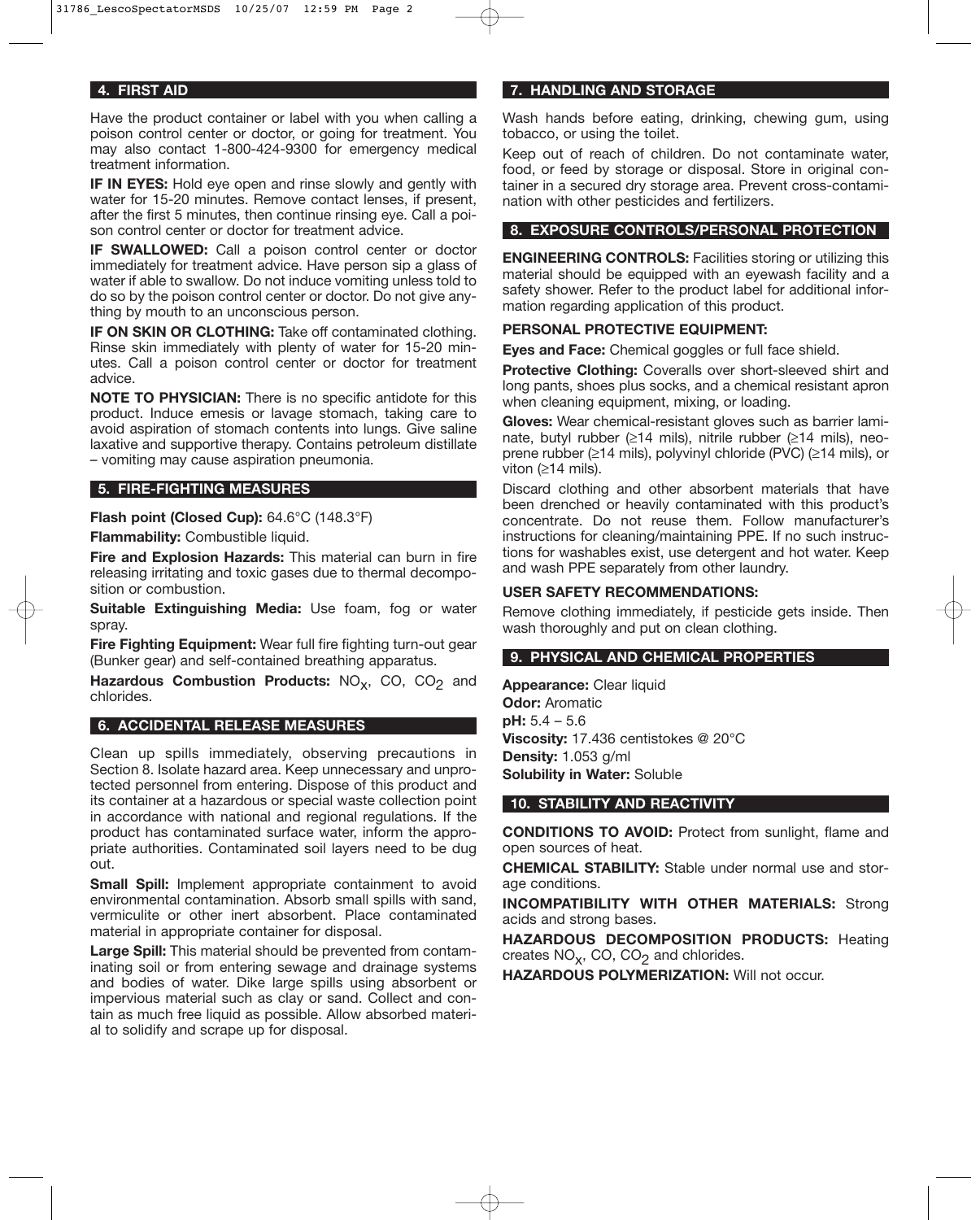## 4. FIRST AID

Have the product container or label with you when calling a poison control center or doctor, or going for treatment. You may also contact 1-800-424-9300 for emergency medical treatment information.

**IF IN EYES:** Hold eye open and rinse slowly and gently with water for 15-20 minutes. Remove contact lenses, if present, after the first 5 minutes, then continue rinsing eye. Call a poison control center or doctor for treatment advice.

**IF SWALLOWED:** Call a poison control center or doctor immediately for treatment advice. Have person sip a glass of water if able to swallow. Do not induce vomiting unless told to do so by the poison control center or doctor. Do not give anything by mouth to an unconscious person.

**IF ON SKIN OR CLOTHING:** Take off contaminated clothing. Rinse skin immediately with plenty of water for 15-20 minutes. Call a poison control center or doctor for treatment advice.

**NOTE TO PHYSICIAN:** There is no specific antidote for this product. Induce emesis or lavage stomach, taking care to avoid aspiration of stomach contents into lungs. Give saline laxative and supportive therapy. Contains petroleum distillate – vomiting may cause aspiration pneumonia.

## 5. FIRE-FIGHTING MEASURES

**Flash point (Closed Cup):** 64.6°C (148.3°F)

**Flammability:** Combustible liquid.

**Fire and Explosion Hazards:** This material can burn in fire releasing irritating and toxic gases due to thermal decomposition or combustion.

**Suitable Extinguishing Media:** Use foam, fog or water spray.

**Fire Fighting Equipment:** Wear full fire fighting turn-out gear (Bunker gear) and self-contained breathing apparatus.

**Hazardous Combustion Products:** $NO_x$, CO, $CO_2$ and chlorides.

## 6. ACCIDENTAL RELEASE MEASURES

Clean up spills immediately, observing precautions in Section 8. Isolate hazard area. Keep unnecessary and unprotected personnel from entering. Dispose of this product and its container at a hazardous or special waste collection point in accordance with national and regional regulations. If the product has contaminated surface water, inform the appropriate authorities. Contaminated soil layers need to be dug out.

**Small Spill:** Implement appropriate containment to avoid environmental contamination. Absorb small spills with sand, vermiculite or other inert absorbent. Place contaminated material in appropriate container for disposal.

**Large Spill:** This material should be prevented from contaminating soil or from entering sewage and drainage systems and bodies of water. Dike large spills using absorbent or impervious material such as clay or sand. Collect and contain as much free liquid as possible. Allow absorbed material to solidify and scrape up for disposal.

## 7. HANDLING AND STORAGE

Wash hands before eating, drinking, chewing gum, using tobacco, or using the toilet.

Keep out of reach of children. Do not contaminate water, food, or feed by storage or disposal. Store in original container in a secured dry storage area. Prevent cross-contamination with other pesticides and fertilizers.

## 8. EXPOSURE CONTROLS/PERSONAL PROTECTION

**ENGINEERING CONTROLS:** Facilities storing or utilizing this material should be equipped with an eyewash facility and a safety shower. Refer to the product label for additional information regarding application of this product.

**PERSONAL PROTECTIVE EQUIPMENT:**

**Eyes and Face:** Chemical goggles or full face shield.

**Protective Clothing:** Coveralls over short-sleeved shirt and long pants, shoes plus socks, and a chemical resistant apron when cleaning equipment, mixing, or loading.

**Gloves:** Wear chemical-resistant gloves such as barrier laminate, butyl rubber (≥14 mils), nitrile rubber (≥14 mils), neoprene rubber (≥14 mils), polyvinyl chloride (PVC) (≥14 mils), or viton (≥14 mils).

Discard clothing and other absorbent materials that have been drenched or heavily contaminated with this product's concentrate. Do not reuse them. Follow manufacturer's instructions for cleaning/maintaining PPE. If no such instructions for washables exist, use detergent and hot water. Keep and wash PPE separately from other laundry.

**USER SAFETY RECOMMENDATIONS:**

Remove clothing immediately, if pesticide gets inside. Then wash thoroughly and put on clean clothing.

## 9. PHYSICAL AND CHEMICAL PROPERTIES

**Appearance:** Clear liquid
**Odor:** Aromatic
**pH:** 5.4 – 5.6
**Viscosity:** 17.436 centistokes @ 20°C
**Density:** 1.053 g/ml
**Solubility in Water:** Soluble

## 10. STABILITY AND REACTIVITY

**CONDITIONS TO AVOID:** Protect from sunlight, flame and open sources of heat.

**CHEMICAL STABILITY:** Stable under normal use and storage conditions.

**INCOMPATIBILITY WITH OTHER MATERIALS:** Strong acids and strong bases.

**HAZARDOUS DECOMPOSITION PRODUCTS:** Heating creates $NO_x$, CO, $CO_2$ and chlorides.

**HAZARDOUS POLYMERIZATION:** Will not occur.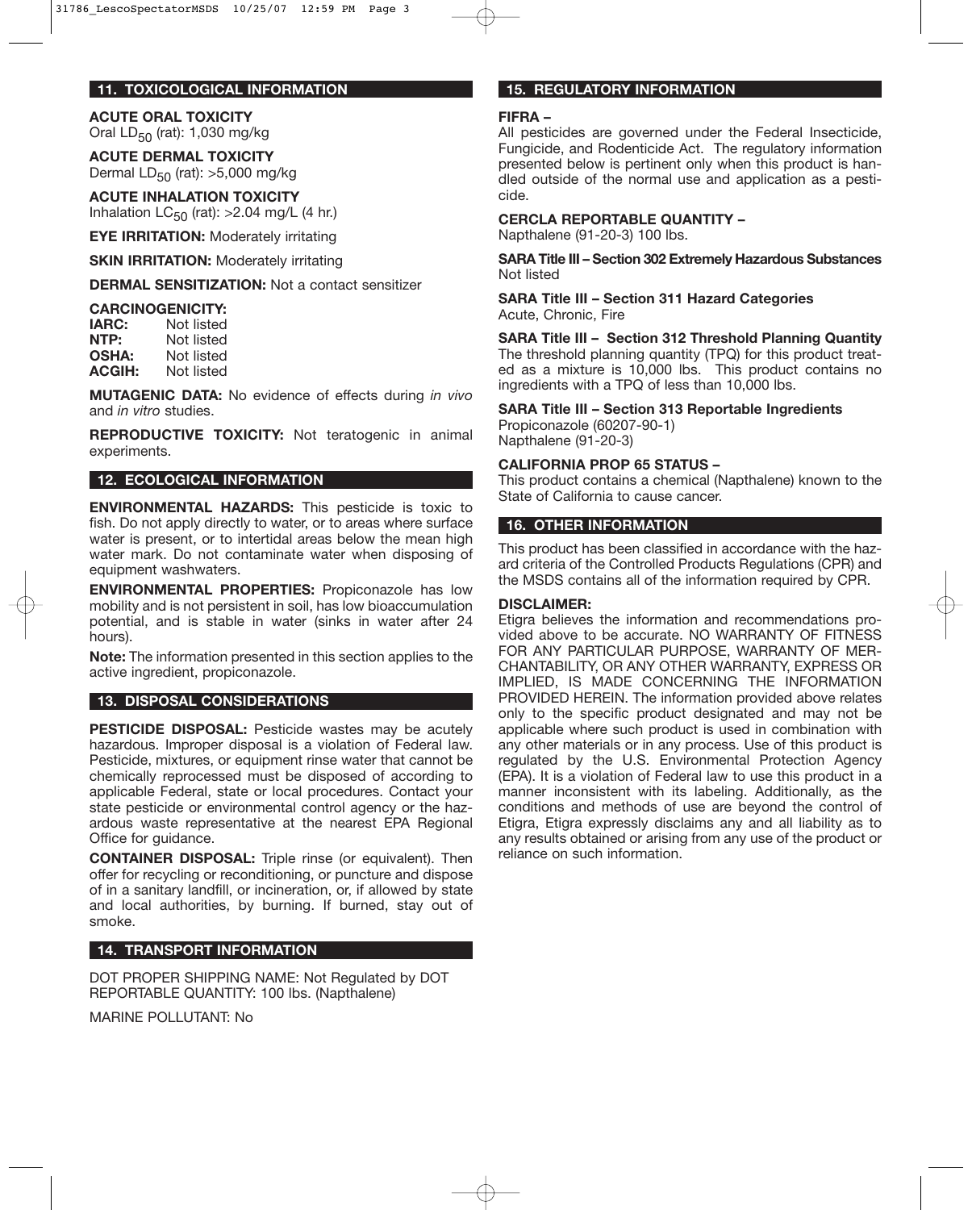## 11. TOXICOLOGICAL INFORMATION

**ACUTE ORAL TOXICITY**
Oral $LD_{50}$ (rat): 1,030 mg/kg

**ACUTE DERMAL TOXICITY**
Dermal $LD_{50}$ (rat): >5,000 mg/kg

**ACUTE INHALATION TOXICITY**
Inhalation $LC_{50}$ (rat): >2.04 mg/L (4 hr.)

**EYE IRRITATION:** Moderately irritating

**SKIN IRRITATION:** Moderately irritating

**DERMAL SENSITIZATION:** Not a contact sensitizer

**CARCINOGENICITY:**

| | |
|---|---|
| **IARC:** | Not listed |
| **NTP:** | Not listed |
| **OSHA:** | Not listed |
| **ACGIH:** | Not listed |

**MUTAGENIC DATA:** No evidence of effects during *in vivo* and *in vitro* studies.

**REPRODUCTIVE TOXICITY:** Not teratogenic in animal experiments.

## 12. ECOLOGICAL INFORMATION

**ENVIRONMENTAL HAZARDS:** This pesticide is toxic to fish. Do not apply directly to water, or to areas where surface water is present, or to intertidal areas below the mean high water mark. Do not contaminate water when disposing of equipment washwaters.

**ENVIRONMENTAL PROPERTIES:** Propiconazole has low mobility and is not persistent in soil, has low bioaccumulation potential, and is stable in water (sinks in water after 24 hours).

**Note:** The information presented in this section applies to the active ingredient, propiconazole.

## 13. DISPOSAL CONSIDERATIONS

**PESTICIDE DISPOSAL:** Pesticide wastes may be acutely hazardous. Improper disposal is a violation of Federal law. Pesticide, mixtures, or equipment rinse water that cannot be chemically reprocessed must be disposed of according to applicable Federal, state or local procedures. Contact your state pesticide or environmental control agency or the hazardous waste representative at the nearest EPA Regional Office for guidance.

**CONTAINER DISPOSAL:** Triple rinse (or equivalent). Then offer for recycling or reconditioning, or puncture and dispose of in a sanitary landfill, or incineration, or, if allowed by state and local authorities, by burning. If burned, stay out of smoke.

## 14. TRANSPORT INFORMATION

DOT PROPER SHIPPING NAME: Not Regulated by DOT
REPORTABLE QUANTITY: 100 lbs. (Napthalene)

MARINE POLLUTANT: No

## 15. REGULATORY INFORMATION

**FIFRA –**
All pesticides are governed under the Federal Insecticide, Fungicide, and Rodenticide Act. The regulatory information presented below is pertinent only when this product is handled outside of the normal use and application as a pesticide.

**CERCLA REPORTABLE QUANTITY –**
Napthalene (91-20-3) 100 lbs.

**SARA Title III – Section 302 Extremely Hazardous Substances**
Not listed

**SARA Title III – Section 311 Hazard Categories**
Acute, Chronic, Fire

**SARA Title III – Section 312 Threshold Planning Quantity**
The threshold planning quantity (TPQ) for this product treated as a mixture is 10,000 lbs. This product contains no ingredients with a TPQ of less than 10,000 lbs.

**SARA Title III – Section 313 Reportable Ingredients**
Propiconazole (60207-90-1)
Napthalene (91-20-3)

**CALIFORNIA PROP 65 STATUS –**
This product contains a chemical (Napthalene) known to the State of California to cause cancer.

## 16. OTHER INFORMATION

This product has been classified in accordance with the hazard criteria of the Controlled Products Regulations (CPR) and the MSDS contains all of the information required by CPR.

**DISCLAIMER:**
Etigra believes the information and recommendations provided above to be accurate. NO WARRANTY OF FITNESS FOR ANY PARTICULAR PURPOSE, WARRANTY OF MERCHANTABILITY, OR ANY OTHER WARRANTY, EXPRESS OR IMPLIED, IS MADE CONCERNING THE INFORMATION PROVIDED HEREIN. The information provided above relates only to the specific product designated and may not be applicable where such product is used in combination with any other materials or in any process. Use of this product is regulated by the U.S. Environmental Protection Agency (EPA). It is a violation of Federal law to use this product in a manner inconsistent with its labeling. Additionally, as the conditions and methods of use are beyond the control of Etigra, Etigra expressly disclaims any and all liability as to any results obtained or arising from any use of the product or reliance on such information.